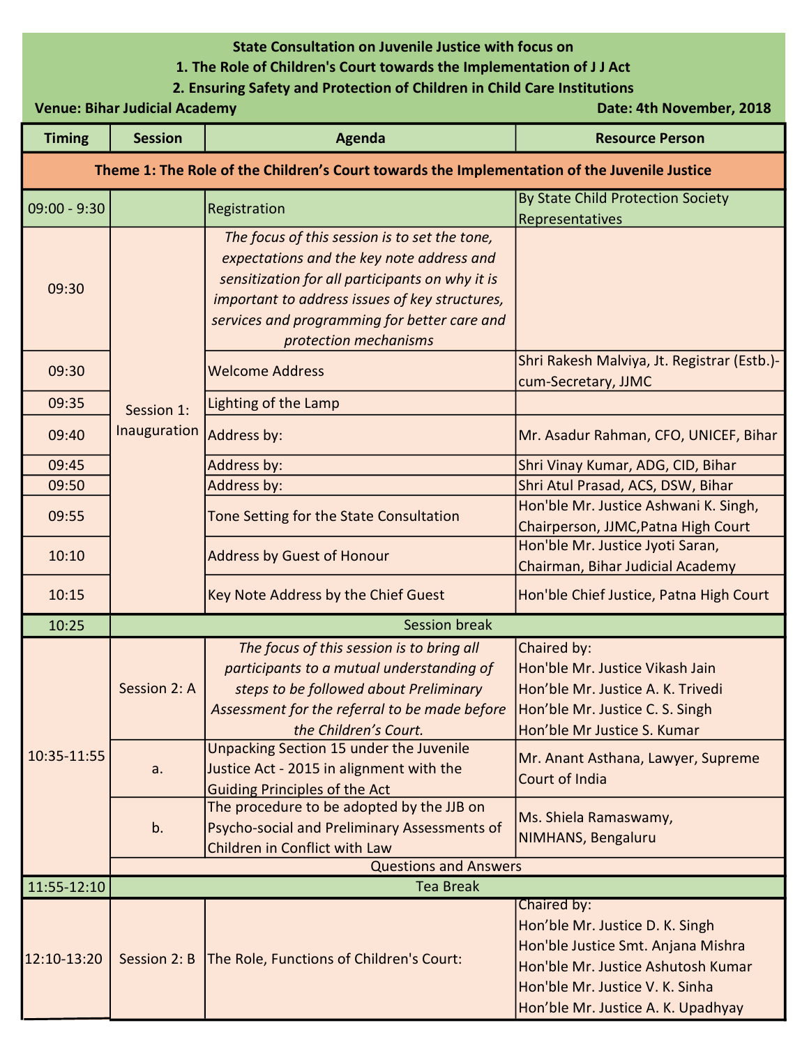**State Consultation on Juvenile Justice with focus on**

**1. The Role of Children's Court towards the Implementation of J J Act**

**2. Ensuring Safety and Protection of Children in Child Care Institutions**

**Venue: Bihar Judicial Academy** | **Date: 4th November, 2018**

| Timing | Session | Agenda | Resource Person |
|---|---|---|---|
| **Theme 1: The Role of the Children's Court towards the Implementation of the Juvenile Justice** | | | |
| 09:00 - 9:30 | | Registration | By State Child Protection Society Representatives |
| 09:30 | Session 1: Inauguration | *The focus of this session is to set the tone, expectations and the key note address and sensitization for all participants on why it is important to address issues of key structures, services and programming for better care and protection mechanisms* | |
| 09:30 | | Welcome Address | Shri Rakesh Malviya, Jt. Registrar (Estb.)-cum-Secretary, JJMC |
| 09:35 | | Lighting of the Lamp | |
| 09:40 | | Address by: | Mr. Asadur Rahman, CFO, UNICEF, Bihar |
| 09:45 | | Address by: | Shri Vinay Kumar, ADG, CID, Bihar |
| 09:50 | | Address by: | Shri Atul Prasad, ACS, DSW, Bihar |
| 09:55 | | Tone Setting for the State Consultation | Hon'ble Mr. Justice Ashwani K. Singh, Chairperson, JJMC,Patna High Court |
| 10:10 | | Address by Guest of Honour | Hon'ble Mr. Justice Jyoti Saran, Chairman, Bihar Judicial Academy |
| 10:15 | | Key Note Address by the Chief Guest | Hon'ble Chief Justice, Patna High Court |
| 10:25 | Session break | | |
| 10:35-11:55 | Session 2: A | *The focus of this session is to bring all participants to a mutual understanding of steps to be followed about Preliminary Assessment for the referral to be made before the Children's Court.* | Chaired by:<br>Hon'ble Mr. Justice Vikash Jain<br>Hon'ble Mr. Justice A. K. Trivedi<br>Hon'ble Mr. Justice C. S. Singh<br>Hon'ble Mr Justice S. Kumar |
| | a. | Unpacking Section 15 under the Juvenile Justice Act - 2015 in alignment with the Guiding Principles of the Act | Mr. Anant Asthana, Lawyer, Supreme Court of India |
| | b. | The procedure to be adopted by the JJB on Psycho-social and Preliminary Assessments of Children in Conflict with Law | Ms. Shiela Ramaswamy, NIMHANS, Bengaluru |
| | Questions and Answers | | |
| 11:55-12:10 | Tea Break | | |
| 12:10-13:20 | Session 2: B | The Role, Functions of Children's Court: | Chaired by:<br>Hon'ble Mr. Justice D. K. Singh<br>Hon'ble Justice Smt. Anjana Mishra<br>Hon'ble Mr. Justice Ashutosh Kumar<br>Hon'ble Mr. Justice V. K. Sinha<br>Hon'ble Mr. Justice A. K. Upadhyay |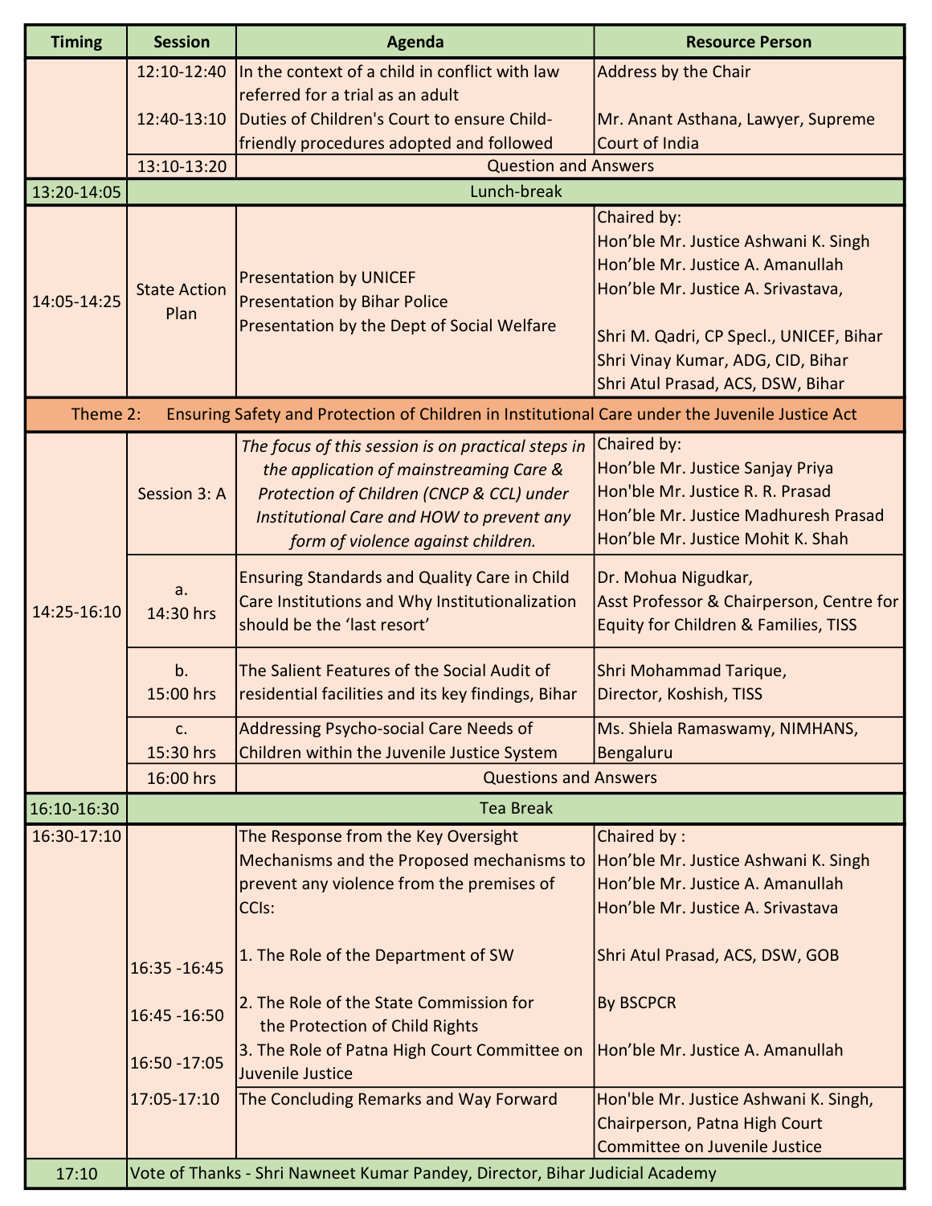| Timing | Session | Agenda | Resource Person |
|---|---|---|---|
| | 12:10-12:40 | In the context of a child in conflict with law referred for a trial as an adult | Address by the Chair |
| | 12:40-13:10 | Duties of Children's Court to ensure Child-friendly procedures adopted and followed | Mr. Anant Asthana, Lawyer, Supreme Court of India |
| | 13:10-13:20 | Question and Answers | |
| 13:20-14:05 | Lunch-break | | |
| 14:05-14:25 | State Action Plan | Presentation by UNICEF<br>Presentation by Bihar Police<br>Presentation by the Dept of Social Welfare | Chaired by:<br>Hon'ble Mr. Justice Ashwani K. Singh<br>Hon'ble Mr. Justice A. Amanullah<br>Hon'ble Mr. Justice A. Srivastava,<br><br>Shri M. Qadri, CP Specl., UNICEF, Bihar<br>Shri Vinay Kumar, ADG, CID, Bihar<br>Shri Atul Prasad, ACS, DSW, Bihar |
| Theme 2: Ensuring Safety and Protection of Children in Institutional Care under the Juvenile Justice Act | | | |
| 14:25-16:10 | Session 3: A | *The focus of this session is on practical steps in the application of mainstreaming Care & Protection of Children (CNCP & CCL) under Institutional Care and HOW to prevent any form of violence against children.* | Chaired by:<br>Hon'ble Mr. Justice Sanjay Priya<br>Hon'ble Mr. Justice R. R. Prasad<br>Hon'ble Mr. Justice Madhuresh Prasad<br>Hon'ble Mr. Justice Mohit K. Shah |
| | a. 14:30 hrs | Ensuring Standards and Quality Care in Child Care Institutions and Why Institutionalization should be the 'last resort' | Dr. Mohua Nigudkar,<br>Asst Professor & Chairperson, Centre for Equity for Children & Families, TISS |
| | b. 15:00 hrs | The Salient Features of the Social Audit of residential facilities and its key findings, Bihar | Shri Mohammad Tarique,<br>Director, Koshish, TISS |
| | c. 15:30 hrs | Addressing Psycho-social Care Needs of Children within the Juvenile Justice System | Ms. Shiela Ramaswamy, NIMHANS, Bengaluru |
| | 16:00 hrs | Questions and Answers | |
| 16:10-16:30 | Tea Break | | |
| 16:30-17:10 | | The Response from the Key Oversight Mechanisms and the Proposed mechanisms to prevent any violence from the premises of CCIs: | Chaired by :<br>Hon'ble Mr. Justice Ashwani K. Singh<br>Hon'ble Mr. Justice A. Amanullah<br>Hon'ble Mr. Justice A. Srivastava |
| | 16:35 -16:45 | 1. The Role of the Department of SW | Shri Atul Prasad, ACS, DSW, GOB |
| | 16:45 -16:50 | 2. The Role of the State Commission for the Protection of Child Rights | By BSCPCR |
| | 16:50 -17:05 | 3. The Role of Patna High Court Committee on Juvenile Justice | Hon'ble Mr. Justice A. Amanullah |
| | 17:05-17:10 | The Concluding Remarks and Way Forward | Hon'ble Mr. Justice Ashwani K. Singh, Chairperson, Patna High Court Committee on Juvenile Justice |
| 17:10 | Vote of Thanks - Shri Nawneet Kumar Pandey, Director, Bihar Judicial Academy | | |